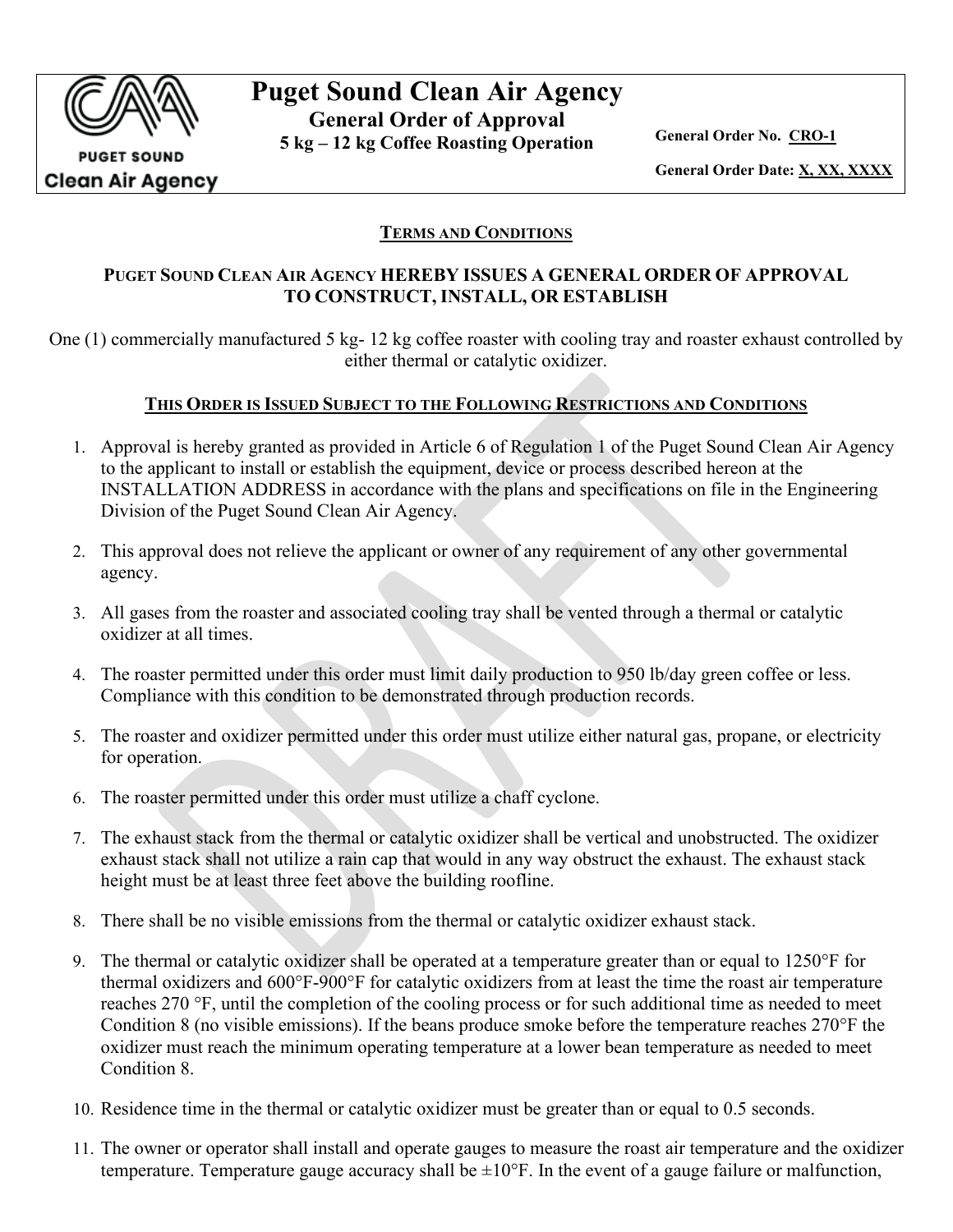# Puget Sound Clean Air Agency

## General Order of Approval

**5 kg – 12 kg Coffee Roasting Operation**

**General Order No. CRO-1**

**General Order Date: X, XX, XXXX**

### TERMS AND CONDITIONS

**PUGET SOUND CLEAN AIR AGENCY HEREBY ISSUES A GENERAL ORDER OF APPROVAL TO CONSTRUCT, INSTALL, OR ESTABLISH**

One (1) commercially manufactured 5 kg- 12 kg coffee roaster with cooling tray and roaster exhaust controlled by either thermal or catalytic oxidizer.

### THIS ORDER IS ISSUED SUBJECT TO THE FOLLOWING RESTRICTIONS AND CONDITIONS

1. Approval is hereby granted as provided in Article 6 of Regulation 1 of the Puget Sound Clean Air Agency to the applicant to install or establish the equipment, device or process described hereon at the INSTALLATION ADDRESS in accordance with the plans and specifications on file in the Engineering Division of the Puget Sound Clean Air Agency.
2. This approval does not relieve the applicant or owner of any requirement of any other governmental agency.
3. All gases from the roaster and associated cooling tray shall be vented through a thermal or catalytic oxidizer at all times.
4. The roaster permitted under this order must limit daily production to 950 lb/day green coffee or less. Compliance with this condition to be demonstrated through production records.
5. The roaster and oxidizer permitted under this order must utilize either natural gas, propane, or electricity for operation.
6. The roaster permitted under this order must utilize a chaff cyclone.
7. The exhaust stack from the thermal or catalytic oxidizer shall be vertical and unobstructed. The oxidizer exhaust stack shall not utilize a rain cap that would in any way obstruct the exhaust. The exhaust stack height must be at least three feet above the building roofline.
8. There shall be no visible emissions from the thermal or catalytic oxidizer exhaust stack.
9. The thermal or catalytic oxidizer shall be operated at a temperature greater than or equal to 1250°F for thermal oxidizers and 600°F-900°F for catalytic oxidizers from at least the time the roast air temperature reaches 270 °F, until the completion of the cooling process or for such additional time as needed to meet Condition 8 (no visible emissions). If the beans produce smoke before the temperature reaches 270°F the oxidizer must reach the minimum operating temperature at a lower bean temperature as needed to meet Condition 8.
10. Residence time in the thermal or catalytic oxidizer must be greater than or equal to 0.5 seconds.
11. The owner or operator shall install and operate gauges to measure the roast air temperature and the oxidizer temperature. Temperature gauge accuracy shall be ±10°F. In the event of a gauge failure or malfunction,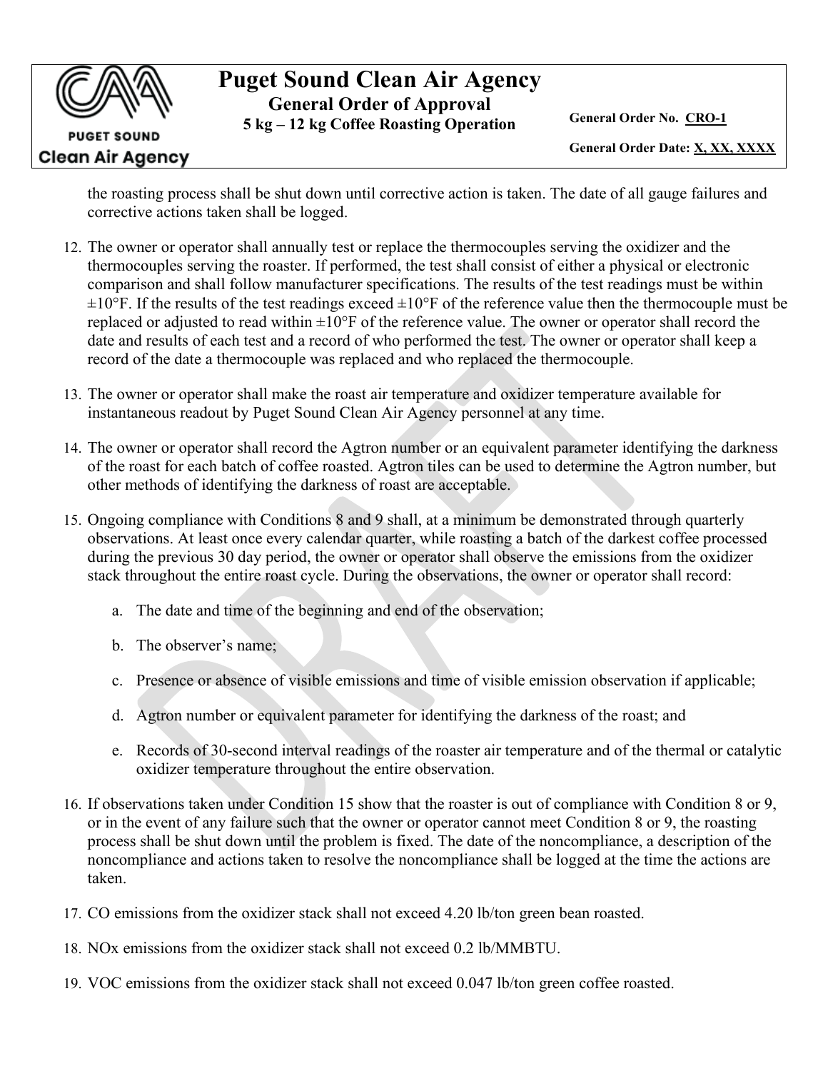the roasting process shall be shut down until corrective action is taken. The date of all gauge failures and corrective actions taken shall be logged.

12. The owner or operator shall annually test or replace the thermocouples serving the oxidizer and the thermocouples serving the roaster. If performed, the test shall consist of either a physical or electronic comparison and shall follow manufacturer specifications. The results of the test readings must be within ±10°F. If the results of the test readings exceed ±10°F of the reference value then the thermocouple must be replaced or adjusted to read within ±10°F of the reference value. The owner or operator shall record the date and results of each test and a record of who performed the test. The owner or operator shall keep a record of the date a thermocouple was replaced and who replaced the thermocouple.

13. The owner or operator shall make the roast air temperature and oxidizer temperature available for instantaneous readout by Puget Sound Clean Air Agency personnel at any time.

14. The owner or operator shall record the Agtron number or an equivalent parameter identifying the darkness of the roast for each batch of coffee roasted. Agtron tiles can be used to determine the Agtron number, but other methods of identifying the darkness of roast are acceptable.

15. Ongoing compliance with Conditions 8 and 9 shall, at a minimum be demonstrated through quarterly observations. At least once every calendar quarter, while roasting a batch of the darkest coffee processed during the previous 30 day period, the owner or operator shall observe the emissions from the oxidizer stack throughout the entire roast cycle. During the observations, the owner or operator shall record:

    a. The date and time of the beginning and end of the observation;

    b. The observer's name;

    c. Presence or absence of visible emissions and time of visible emission observation if applicable;

    d. Agtron number or equivalent parameter for identifying the darkness of the roast; and

    e. Records of 30-second interval readings of the roaster air temperature and of the thermal or catalytic oxidizer temperature throughout the entire observation.

16. If observations taken under Condition 15 show that the roaster is out of compliance with Condition 8 or 9, or in the event of any failure such that the owner or operator cannot meet Condition 8 or 9, the roasting process shall be shut down until the problem is fixed. The date of the noncompliance, a description of the noncompliance and actions taken to resolve the noncompliance shall be logged at the time the actions are taken.

17. CO emissions from the oxidizer stack shall not exceed 4.20 lb/ton green bean roasted.

18. NOx emissions from the oxidizer stack shall not exceed 0.2 lb/MMBTU.

19. VOC emissions from the oxidizer stack shall not exceed 0.047 lb/ton green coffee roasted.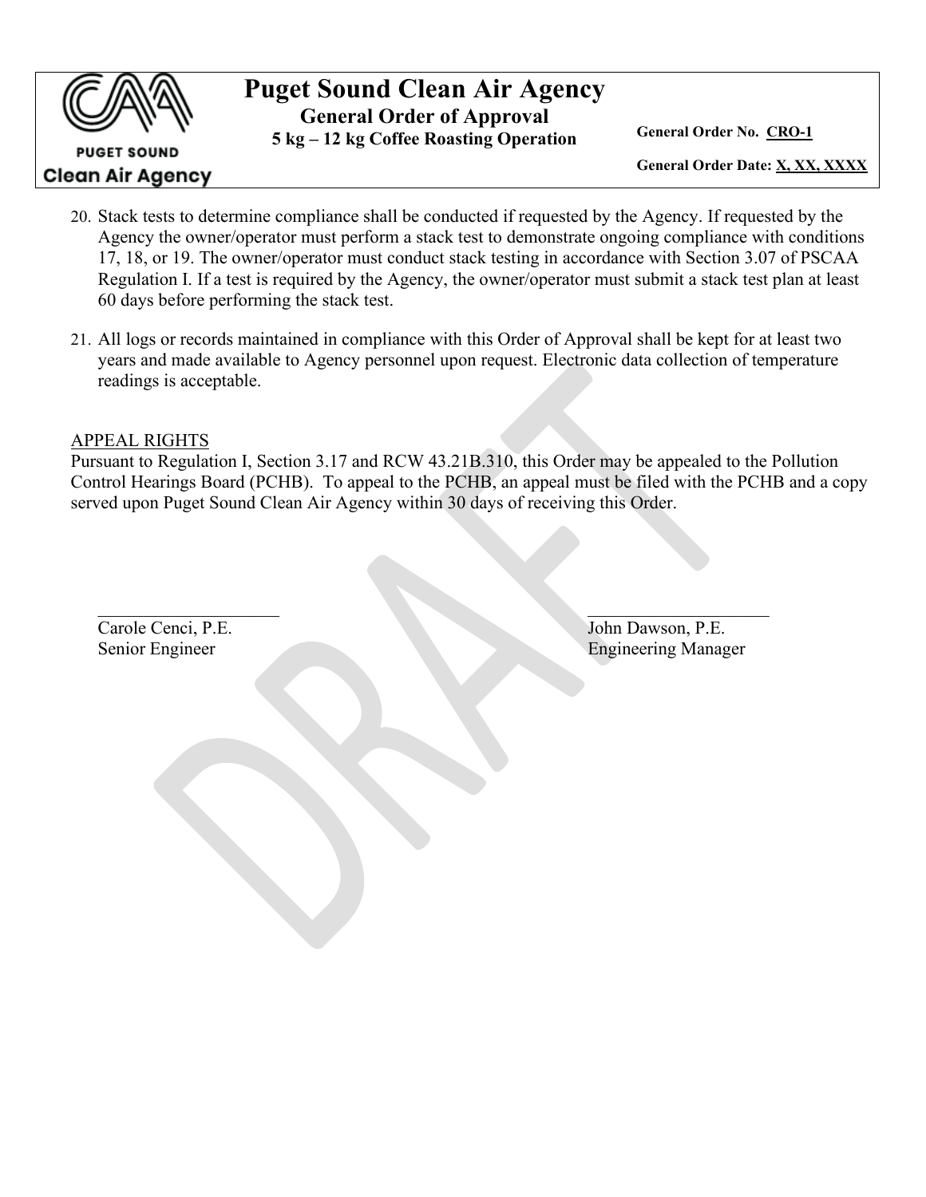20. Stack tests to determine compliance shall be conducted if requested by the Agency. If requested by the Agency the owner/operator must perform a stack test to demonstrate ongoing compliance with conditions 17, 18, or 19. The owner/operator must conduct stack testing in accordance with Section 3.07 of PSCAA Regulation I. If a test is required by the Agency, the owner/operator must submit a stack test plan at least 60 days before performing the stack test.

21. All logs or records maintained in compliance with this Order of Approval shall be kept for at least two years and made available to Agency personnel upon request. Electronic data collection of temperature readings is acceptable.

APPEAL RIGHTS

Pursuant to Regulation I, Section 3.17 and RCW 43.21B.310, this Order may be appealed to the Pollution Control Hearings Board (PCHB). To appeal to the PCHB, an appeal must be filed with the PCHB and a copy served upon Puget Sound Clean Air Agency within 30 days of receiving this Order.

\_\_\_\_\_\_\_\_\_\_\_\_\_\_\_\_\_\_\_\_\_\_
Carole Cenci, P.E.
Senior Engineer

\_\_\_\_\_\_\_\_\_\_\_\_\_\_\_\_\_\_\_\_\_\_
John Dawson, P.E.
Engineering Manager